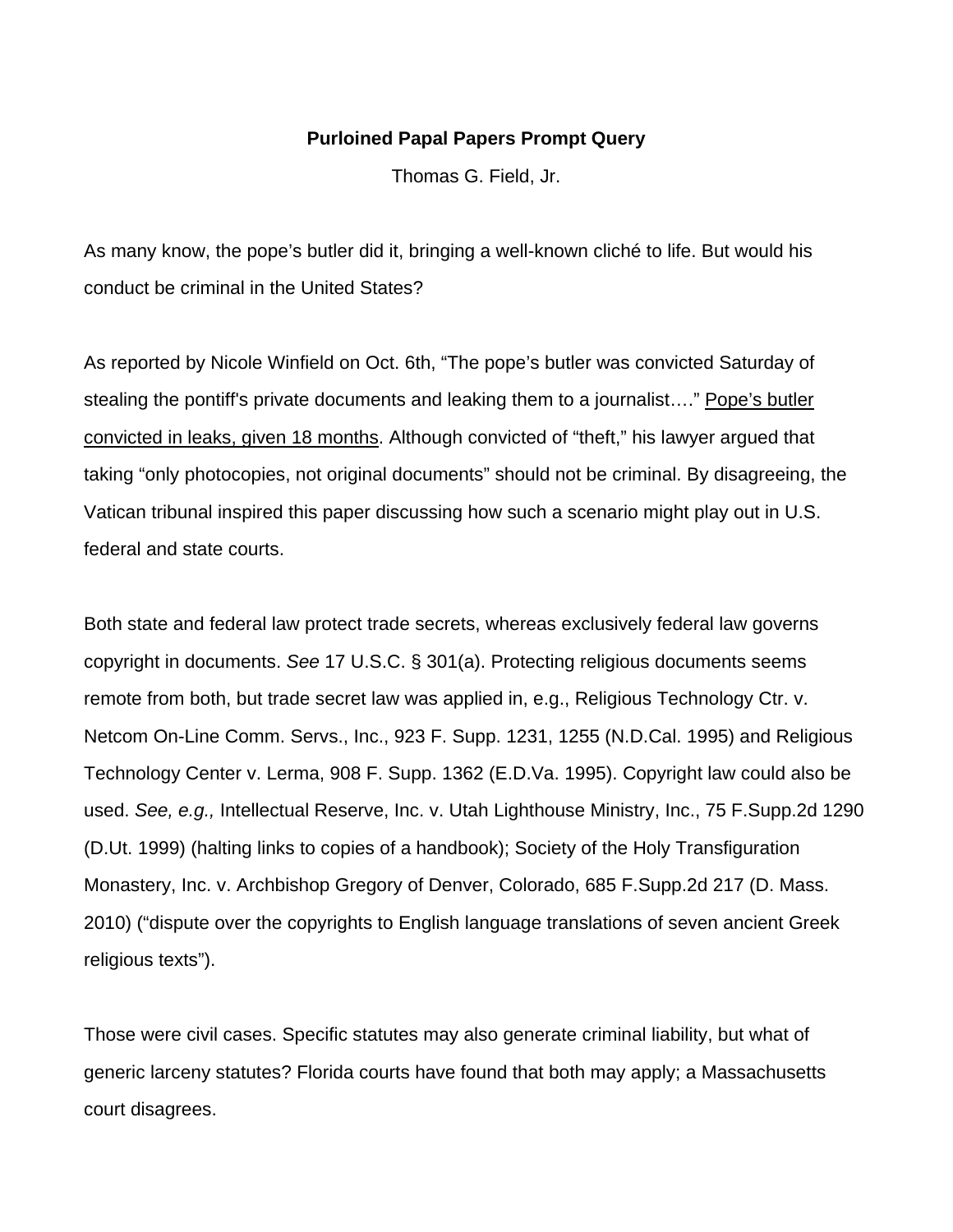**Purloined Papal Papers Prompt Query**

Thomas G. Field, Jr.

As many know, the pope's butler did it, bringing a well-known cliché to life. But would his conduct be criminal in the United States?

As reported by Nicole Winfield on Oct. 6th, "The pope's butler was convicted Saturday of stealing the pontiff's private documents and leaking them to a journalist…." Pope's butler convicted in leaks, given 18 months. Although convicted of "theft," his lawyer argued that taking "only photocopies, not original documents" should not be criminal. By disagreeing, the Vatican tribunal inspired this paper discussing how such a scenario might play out in U.S. federal and state courts.

Both state and federal law protect trade secrets, whereas exclusively federal law governs copyright in documents. *See* 17 U.S.C. § 301(a). Protecting religious documents seems remote from both, but trade secret law was applied in, e.g., Religious Technology Ctr. v. Netcom On-Line Comm. Servs., Inc., 923 F. Supp. 1231, 1255 (N.D.Cal. 1995) and Religious Technology Center v. Lerma, 908 F. Supp. 1362 (E.D.Va. 1995). Copyright law could also be used. *See, e.g.,* Intellectual Reserve, Inc. v. Utah Lighthouse Ministry, Inc., 75 F.Supp.2d 1290 (D.Ut. 1999) (halting links to copies of a handbook); Society of the Holy Transfiguration Monastery, Inc. v. Archbishop Gregory of Denver, Colorado, 685 F.Supp.2d 217 (D. Mass. 2010) ("dispute over the copyrights to English language translations of seven ancient Greek religious texts").

Those were civil cases. Specific statutes may also generate criminal liability, but what of generic larceny statutes? Florida courts have found that both may apply; a Massachusetts court disagrees.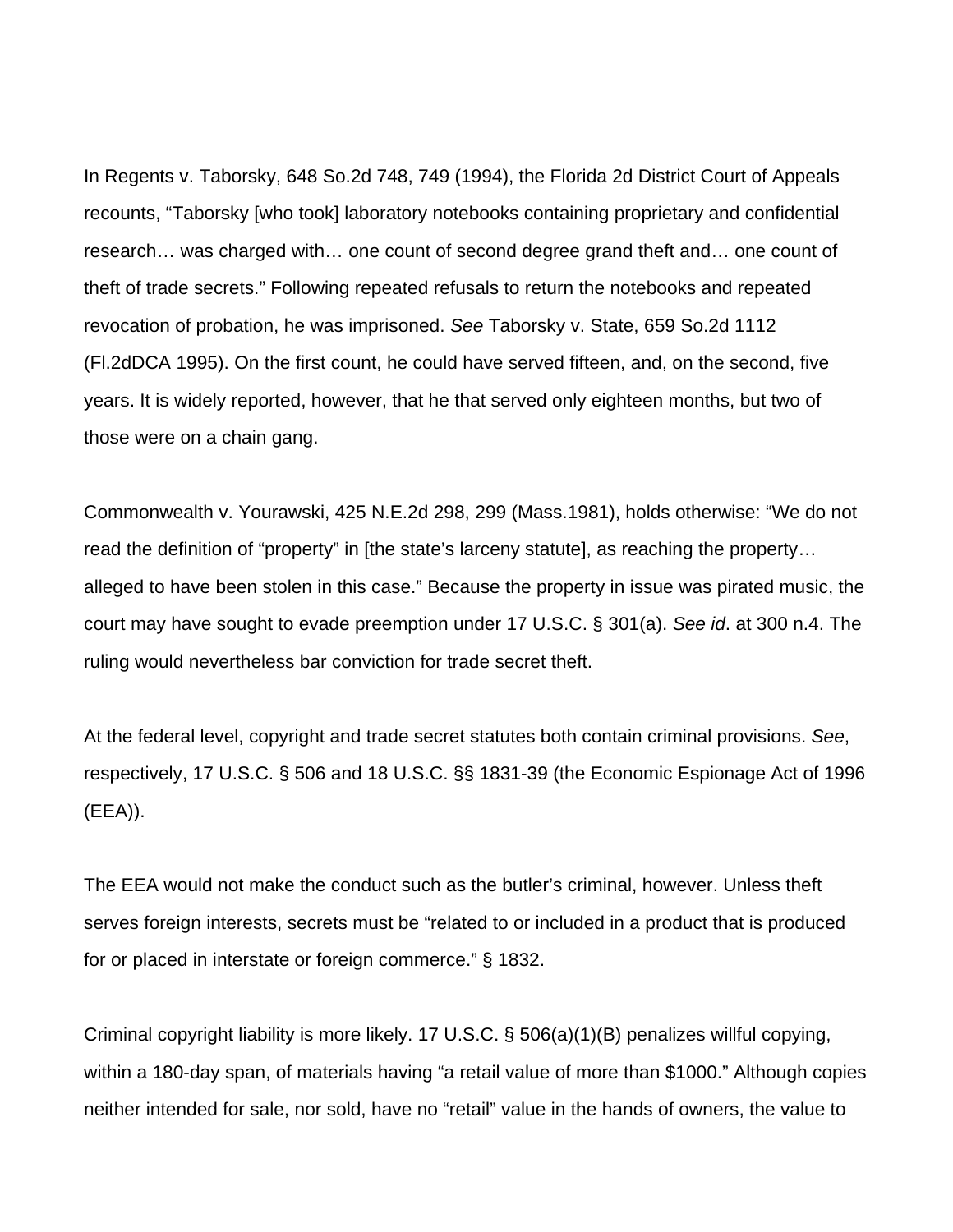In Regents v. Taborsky, 648 So.2d 748, 749 (1994), the Florida 2d District Court of Appeals recounts, "Taborsky [who took] laboratory notebooks containing proprietary and confidential research… was charged with… one count of second degree grand theft and… one count of theft of trade secrets." Following repeated refusals to return the notebooks and repeated revocation of probation, he was imprisoned. *See* Taborsky v. State, 659 So.2d 1112 (Fl.2dDCA 1995). On the first count, he could have served fifteen, and, on the second, five years. It is widely reported, however, that he that served only eighteen months, but two of those were on a chain gang.

Commonwealth v. Yourawski, 425 N.E.2d 298, 299 (Mass.1981), holds otherwise: "We do not read the definition of "property" in [the state's larceny statute], as reaching the property… alleged to have been stolen in this case." Because the property in issue was pirated music, the court may have sought to evade preemption under 17 U.S.C. § 301(a). *See id*. at 300 n.4. The ruling would nevertheless bar conviction for trade secret theft.

At the federal level, copyright and trade secret statutes both contain criminal provisions. *See*, respectively, 17 U.S.C. § 506 and 18 U.S.C. §§ 1831-39 (the Economic Espionage Act of 1996 (EEA)).

The EEA would not make the conduct such as the butler's criminal, however. Unless theft serves foreign interests, secrets must be "related to or included in a product that is produced for or placed in interstate or foreign commerce." § 1832.

Criminal copyright liability is more likely. 17 U.S.C. § 506(a)(1)(B) penalizes willful copying, within a 180-day span, of materials having "a retail value of more than $1000." Although copies neither intended for sale, nor sold, have no "retail" value in the hands of owners, the value to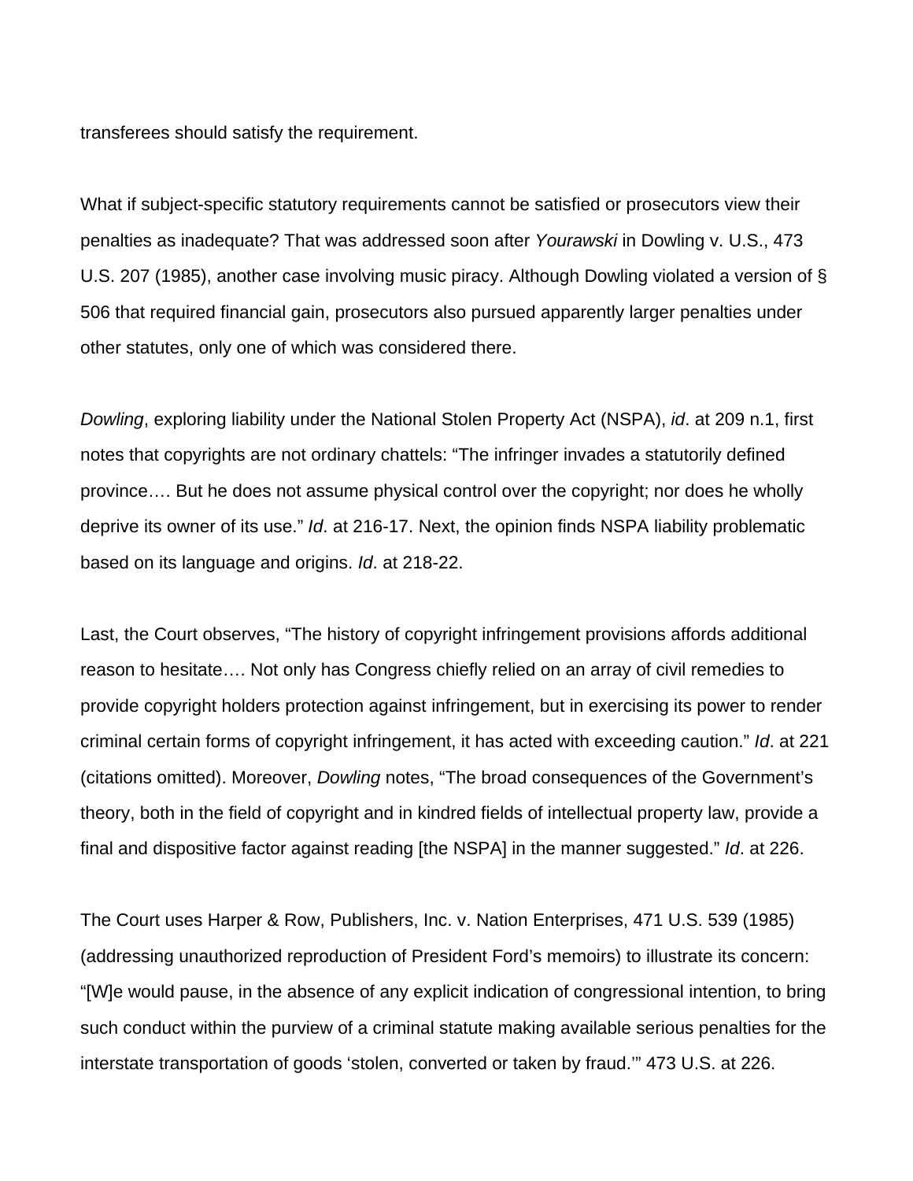transferees should satisfy the requirement.

What if subject-specific statutory requirements cannot be satisfied or prosecutors view their penalties as inadequate? That was addressed soon after *Yourawski* in Dowling v. U.S., 473 U.S. 207 (1985), another case involving music piracy. Although Dowling violated a version of § 506 that required financial gain, prosecutors also pursued apparently larger penalties under other statutes, only one of which was considered there.

*Dowling*, exploring liability under the National Stolen Property Act (NSPA), *id*. at 209 n.1, first notes that copyrights are not ordinary chattels: "The infringer invades a statutorily defined province…. But he does not assume physical control over the copyright; nor does he wholly deprive its owner of its use." *Id*. at 216-17. Next, the opinion finds NSPA liability problematic based on its language and origins. *Id*. at 218-22.

Last, the Court observes, "The history of copyright infringement provisions affords additional reason to hesitate…. Not only has Congress chiefly relied on an array of civil remedies to provide copyright holders protection against infringement, but in exercising its power to render criminal certain forms of copyright infringement, it has acted with exceeding caution." *Id*. at 221 (citations omitted). Moreover, *Dowling* notes, "The broad consequences of the Government's theory, both in the field of copyright and in kindred fields of intellectual property law, provide a final and dispositive factor against reading [the NSPA] in the manner suggested." *Id*. at 226.

The Court uses Harper & Row, Publishers, Inc. v. Nation Enterprises, 471 U.S. 539 (1985) (addressing unauthorized reproduction of President Ford's memoirs) to illustrate its concern: "[W]e would pause, in the absence of any explicit indication of congressional intention, to bring such conduct within the purview of a criminal statute making available serious penalties for the interstate transportation of goods 'stolen, converted or taken by fraud.'" 473 U.S. at 226.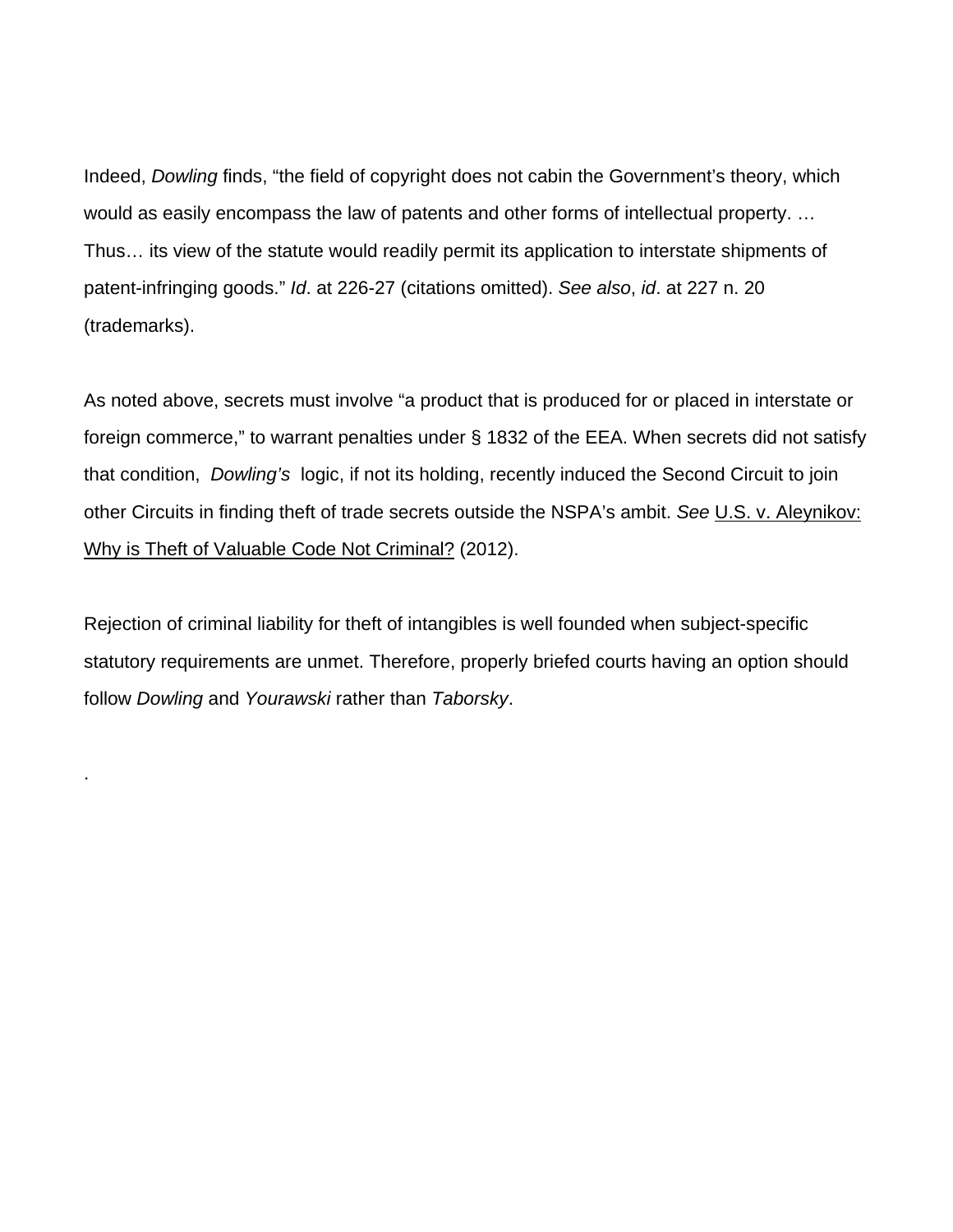Indeed, *Dowling* finds, “the field of copyright does not cabin the Government’s theory, which would as easily encompass the law of patents and other forms of intellectual property. … Thus… its view of the statute would readily permit its application to interstate shipments of patent-infringing goods.” *Id*. at 226-27 (citations omitted). *See also*, *id*. at 227 n. 20 (trademarks).

As noted above, secrets must involve “a product that is produced for or placed in interstate or foreign commerce,” to warrant penalties under § 1832 of the EEA. When secrets did not satisfy that condition, *Dowling’s* logic, if not its holding, recently induced the Second Circuit to join other Circuits in finding theft of trade secrets outside the NSPA’s ambit. *See* U.S. v. Aleynikov: Why is Theft of Valuable Code Not Criminal? (2012).

Rejection of criminal liability for theft of intangibles is well founded when subject-specific statutory requirements are unmet. Therefore, properly briefed courts having an option should follow *Dowling* and *Yourawski* rather than *Taborsky*.

.